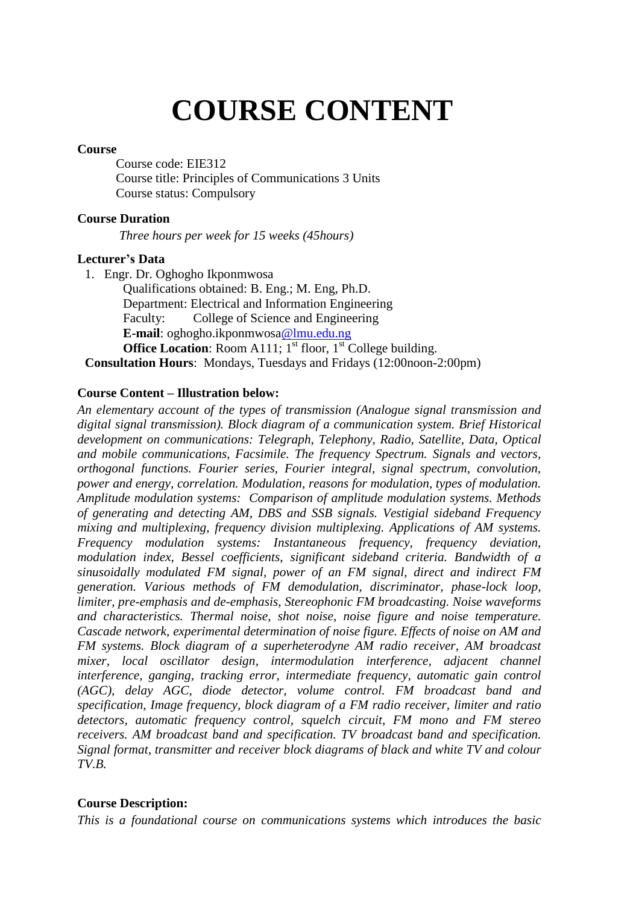# COURSE CONTENT

**Course**

Course code: EIE312
Course title: Principles of Communications 3 Units
Course status: Compulsory

**Course Duration**

*Three hours per week for 15 weeks (45hours)*

**Lecturer's Data**

1. Engr. Dr. Oghogho Ikponmwosa
   Qualifications obtained: B. Eng.; M. Eng, Ph.D.
   Department: Electrical and Information Engineering
   Faculty: College of Science and Engineering
   **E-mail**: oghogho.ikponmwosa@lmu.edu.ng
   **Office Location**: Room A111; 1st floor, 1st College building.

**Consultation Hours**: Mondays, Tuesdays and Fridays (12:00noon-2:00pm)

**Course Content – Illustration below:**

*An elementary account of the types of transmission (Analogue signal transmission and digital signal transmission). Block diagram of a communication system. Brief Historical development on communications: Telegraph, Telephony, Radio, Satellite, Data, Optical and mobile communications, Facsimile. The frequency Spectrum. Signals and vectors, orthogonal functions. Fourier series, Fourier integral, signal spectrum, convolution, power and energy, correlation. Modulation, reasons for modulation, types of modulation. Amplitude modulation systems: Comparison of amplitude modulation systems. Methods of generating and detecting AM, DBS and SSB signals. Vestigial sideband Frequency mixing and multiplexing, frequency division multiplexing. Applications of AM systems. Frequency modulation systems: Instantaneous frequency, frequency deviation, modulation index, Bessel coefficients, significant sideband criteria. Bandwidth of a sinusoidally modulated FM signal, power of an FM signal, direct and indirect FM generation. Various methods of FM demodulation, discriminator, phase-lock loop, limiter, pre-emphasis and de-emphasis, Stereophonic FM broadcasting. Noise waveforms and characteristics. Thermal noise, shot noise, noise figure and noise temperature. Cascade network, experimental determination of noise figure. Effects of noise on AM and FM systems. Block diagram of a superheterodyne AM radio receiver, AM broadcast mixer, local oscillator design, intermodulation interference, adjacent channel interference, ganging, tracking error, intermediate frequency, automatic gain control (AGC), delay AGC, diode detector, volume control. FM broadcast band and specification, Image frequency, block diagram of a FM radio receiver, limiter and ratio detectors, automatic frequency control, squelch circuit, FM mono and FM stereo receivers. AM broadcast band and specification. TV broadcast band and specification. Signal format, transmitter and receiver block diagrams of black and white TV and colour TV.B.*

**Course Description:**

*This is a foundational course on communications systems which introduces the basic*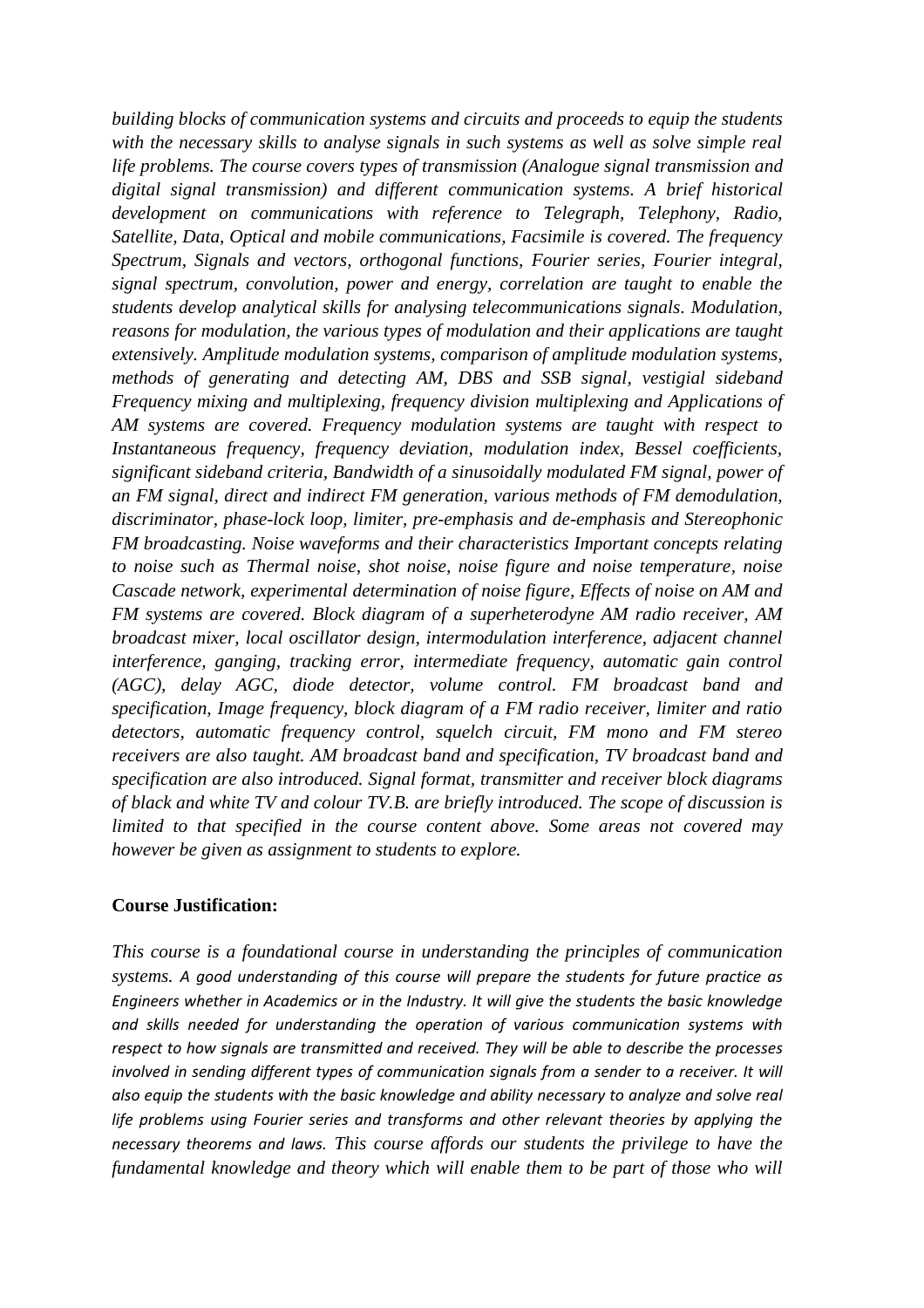*building blocks of communication systems and circuits and proceeds to equip the students with the necessary skills to analyse signals in such systems as well as solve simple real life problems. The course covers types of transmission (Analogue signal transmission and digital signal transmission) and different communication systems. A brief historical development on communications with reference to Telegraph, Telephony, Radio, Satellite, Data, Optical and mobile communications, Facsimile is covered. The frequency Spectrum, Signals and vectors, orthogonal functions, Fourier series, Fourier integral, signal spectrum, convolution, power and energy, correlation are taught to enable the students develop analytical skills for analysing telecommunications signals. Modulation, reasons for modulation, the various types of modulation and their applications are taught extensively. Amplitude modulation systems, comparison of amplitude modulation systems, methods of generating and detecting AM, DBS and SSB signal, vestigial sideband Frequency mixing and multiplexing, frequency division multiplexing and Applications of AM systems are covered. Frequency modulation systems are taught with respect to Instantaneous frequency, frequency deviation, modulation index, Bessel coefficients, significant sideband criteria, Bandwidth of a sinusoidally modulated FM signal, power of an FM signal, direct and indirect FM generation, various methods of FM demodulation, discriminator, phase-lock loop, limiter, pre-emphasis and de-emphasis and Stereophonic FM broadcasting. Noise waveforms and their characteristics Important concepts relating to noise such as Thermal noise, shot noise, noise figure and noise temperature, noise Cascade network, experimental determination of noise figure, Effects of noise on AM and FM systems are covered. Block diagram of a superheterodyne AM radio receiver, AM broadcast mixer, local oscillator design, intermodulation interference, adjacent channel interference, ganging, tracking error, intermediate frequency, automatic gain control (AGC), delay AGC, diode detector, volume control. FM broadcast band and specification, Image frequency, block diagram of a FM radio receiver, limiter and ratio detectors, automatic frequency control, squelch circuit, FM mono and FM stereo receivers are also taught. AM broadcast band and specification, TV broadcast band and specification are also introduced. Signal format, transmitter and receiver block diagrams of black and white TV and colour TV.B. are briefly introduced. The scope of discussion is limited to that specified in the course content above. Some areas not covered may however be given as assignment to students to explore.*

**Course Justification:**

*This course is a foundational course in understanding the principles of communication systems. A good understanding of this course will prepare the students for future practice as Engineers whether in Academics or in the Industry. It will give the students the basic knowledge and skills needed for understanding the operation of various communication systems with respect to how signals are transmitted and received. They will be able to describe the processes involved in sending different types of communication signals from a sender to a receiver. It will also equip the students with the basic knowledge and ability necessary to analyze and solve real life problems using Fourier series and transforms and other relevant theories by applying the necessary theorems and laws. This course affords our students the privilege to have the fundamental knowledge and theory which will enable them to be part of those who will*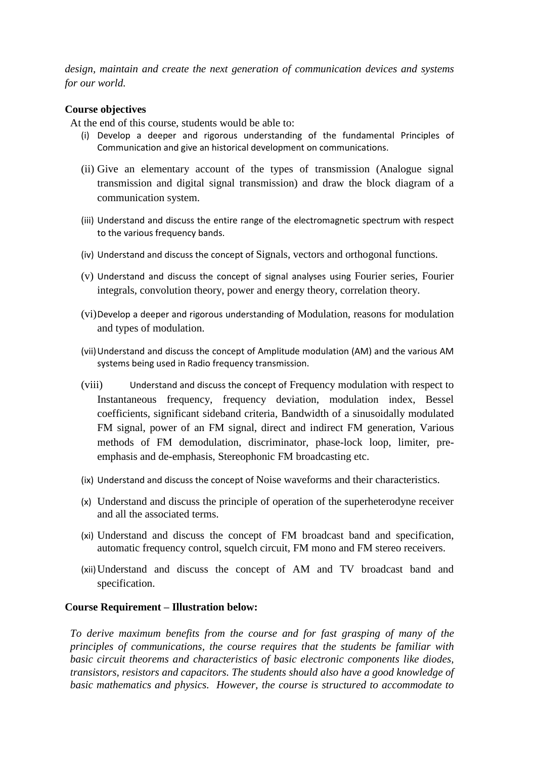*design, maintain and create the next generation of communication devices and systems for our world.*

**Course objectives**

At the end of this course, students would be able to:

(i) Develop a deeper and rigorous understanding of the fundamental Principles of Communication and give an historical development on communications.

(ii) Give an elementary account of the types of transmission (Analogue signal transmission and digital signal transmission) and draw the block diagram of a communication system.

(iii) Understand and discuss the entire range of the electromagnetic spectrum with respect to the various frequency bands.

(iv) Understand and discuss the concept of Signals, vectors and orthogonal functions.

(v) Understand and discuss the concept of signal analyses using Fourier series, Fourier integrals, convolution theory, power and energy theory, correlation theory.

(vi) Develop a deeper and rigorous understanding of Modulation, reasons for modulation and types of modulation.

(vii) Understand and discuss the concept of Amplitude modulation (AM) and the various AM systems being used in Radio frequency transmission.

(viii) Understand and discuss the concept of Frequency modulation with respect to Instantaneous frequency, frequency deviation, modulation index, Bessel coefficients, significant sideband criteria, Bandwidth of a sinusoidally modulated FM signal, power of an FM signal, direct and indirect FM generation, Various methods of FM demodulation, discriminator, phase-lock loop, limiter, pre-emphasis and de-emphasis, Stereophonic FM broadcasting etc.

(ix) Understand and discuss the concept of Noise waveforms and their characteristics.

(x) Understand and discuss the principle of operation of the superheterodyne receiver and all the associated terms.

(xi) Understand and discuss the concept of FM broadcast band and specification, automatic frequency control, squelch circuit, FM mono and FM stereo receivers.

(xii) Understand and discuss the concept of AM and TV broadcast band and specification.

**Course Requirement – Illustration below:**

*To derive maximum benefits from the course and for fast grasping of many of the principles of communications, the course requires that the students be familiar with basic circuit theorems and characteristics of basic electronic components like diodes, transistors, resistors and capacitors. The students should also have a good knowledge of basic mathematics and physics. However, the course is structured to accommodate to*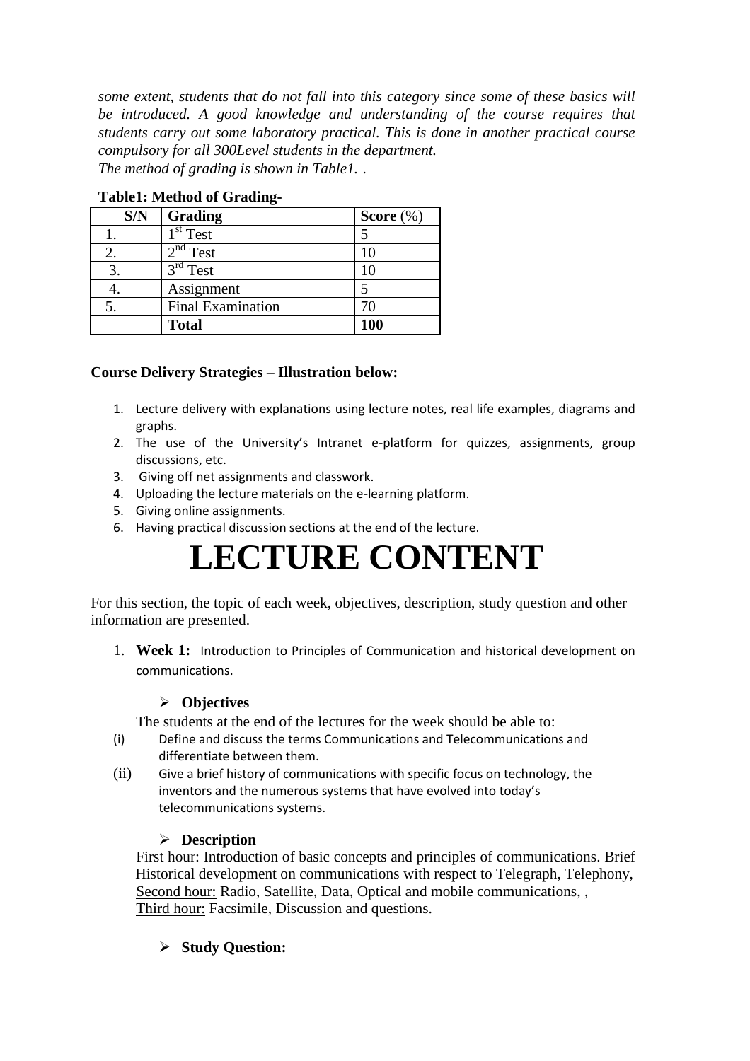*some extent, students that do not fall into this category since some of these basics will be introduced. A good knowledge and understanding of the course requires that students carry out some laboratory practical. This is done in another practical course compulsory for all 300Level students in the department.*

*The method of grading is shown in Table1. .*

**Table1: Method of Grading-**

| S/N | Grading | Score (%) |
|---|---|---|
| 1. | 1st Test | 5 |
| 2. | 2nd Test | 10 |
| 3. | 3rd Test | 10 |
| 4. | Assignment | 5 |
| 5. | Final Examination | 70 |
| | **Total** | **100** |

**Course Delivery Strategies – Illustration below:**

1. Lecture delivery with explanations using lecture notes, real life examples, diagrams and graphs.
2. The use of the University's Intranet e-platform for quizzes, assignments, group discussions, etc.
3. Giving off net assignments and classwork.
4. Uploading the lecture materials on the e-learning platform.
5. Giving online assignments.
6. Having practical discussion sections at the end of the lecture.

# LECTURE CONTENT

For this section, the topic of each week, objectives, description, study question and other information are presented.

1. **Week 1:** Introduction to Principles of Communication and historical development on communications.

   - **Objectives**

   The students at the end of the lectures for the week should be able to:

   (i) Define and discuss the terms Communications and Telecommunications and differentiate between them.

   (ii) Give a brief history of communications with specific focus on technology, the inventors and the numerous systems that have evolved into today's telecommunications systems.

   - **Description**

   First hour: Introduction of basic concepts and principles of communications. Brief Historical development on communications with respect to Telegraph, Telephony,
   Second hour: Radio, Satellite, Data, Optical and mobile communications, ,
   Third hour: Facsimile, Discussion and questions.

   - **Study Question:**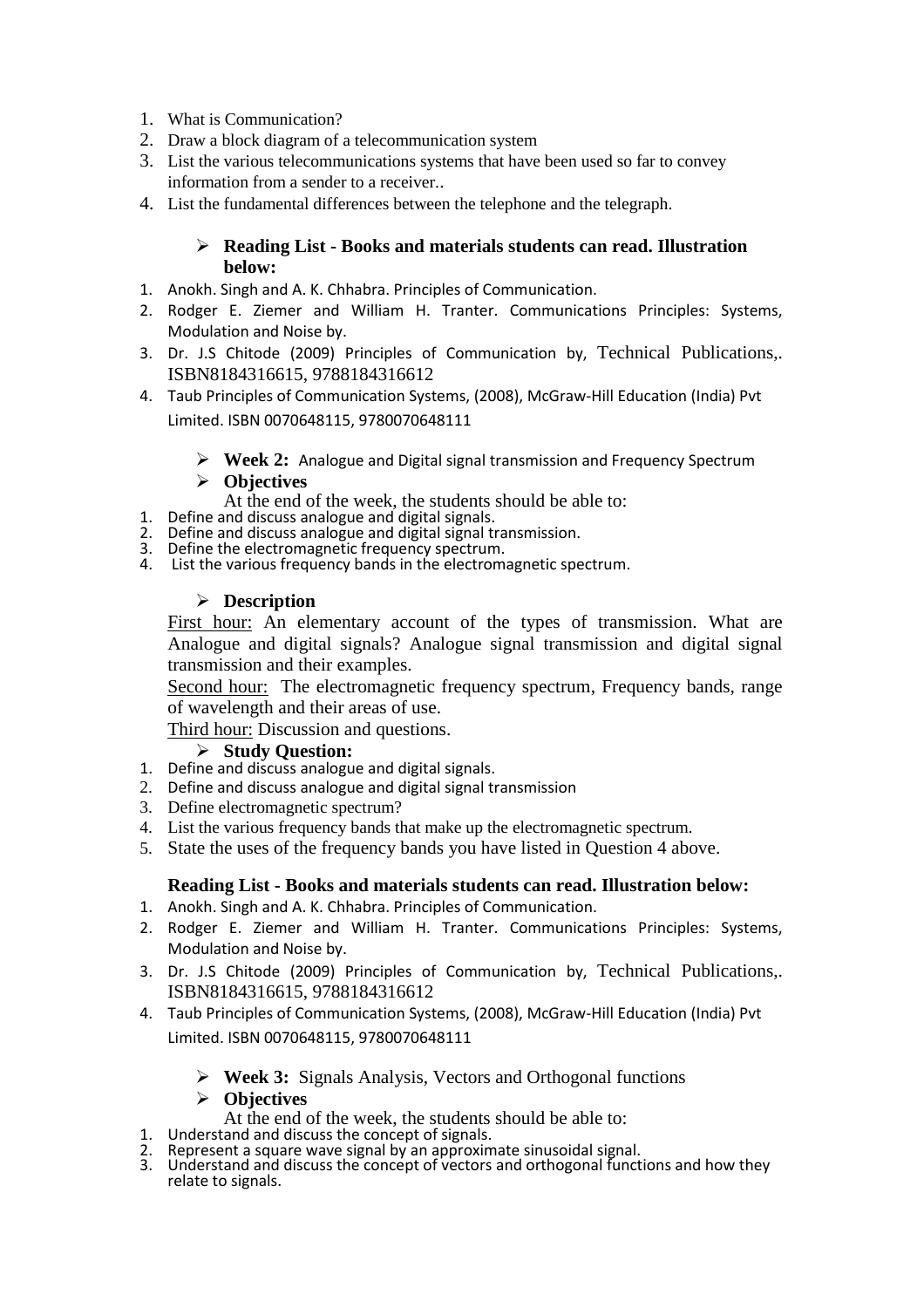1. What is Communication?
2. Draw a block diagram of a telecommunication system
3. List the various telecommunications systems that have been used so far to convey information from a sender to a receiver..
4. List the fundamental differences between the telephone and the telegraph.

- **Reading List - Books and materials students can read. Illustration below:**

1. Anokh. Singh and A. K. Chhabra. Principles of Communication.
2. Rodger E. Ziemer and William H. Tranter. Communications Principles: Systems, Modulation and Noise by.
3. Dr. J.S Chitode (2009) Principles of Communication by, Technical Publications,. ISBN8184316615, 9788184316612
4. Taub Principles of Communication Systems, (2008), McGraw-Hill Education (India) Pvt Limited. ISBN 0070648115, 9780070648111

- **Week 2:** Analogue and Digital signal transmission and Frequency Spectrum
- **Objectives**

At the end of the week, the students should be able to:

1. Define and discuss analogue and digital signals.
2. Define and discuss analogue and digital signal transmission.
3. Define the electromagnetic frequency spectrum.
4. List the various frequency bands in the electromagnetic spectrum.

- **Description**

First hour: An elementary account of the types of transmission. What are Analogue and digital signals? Analogue signal transmission and digital signal transmission and their examples.

Second hour: The electromagnetic frequency spectrum, Frequency bands, range of wavelength and their areas of use.

Third hour: Discussion and questions.

- **Study Question:**

1. Define and discuss analogue and digital signals.
2. Define and discuss analogue and digital signal transmission
3. Define electromagnetic spectrum?
4. List the various frequency bands that make up the electromagnetic spectrum.
5. State the uses of the frequency bands you have listed in Question 4 above.

**Reading List - Books and materials students can read. Illustration below:**

1. Anokh. Singh and A. K. Chhabra. Principles of Communication.
2. Rodger E. Ziemer and William H. Tranter. Communications Principles: Systems, Modulation and Noise by.
3. Dr. J.S Chitode (2009) Principles of Communication by, Technical Publications,. ISBN8184316615, 9788184316612
4. Taub Principles of Communication Systems, (2008), McGraw-Hill Education (India) Pvt Limited. ISBN 0070648115, 9780070648111

- **Week 3:** Signals Analysis, Vectors and Orthogonal functions
- **Objectives**

At the end of the week, the students should be able to:

1. Understand and discuss the concept of signals.
2. Represent a square wave signal by an approximate sinusoidal signal.
3. Understand and discuss the concept of vectors and orthogonal functions and how they relate to signals.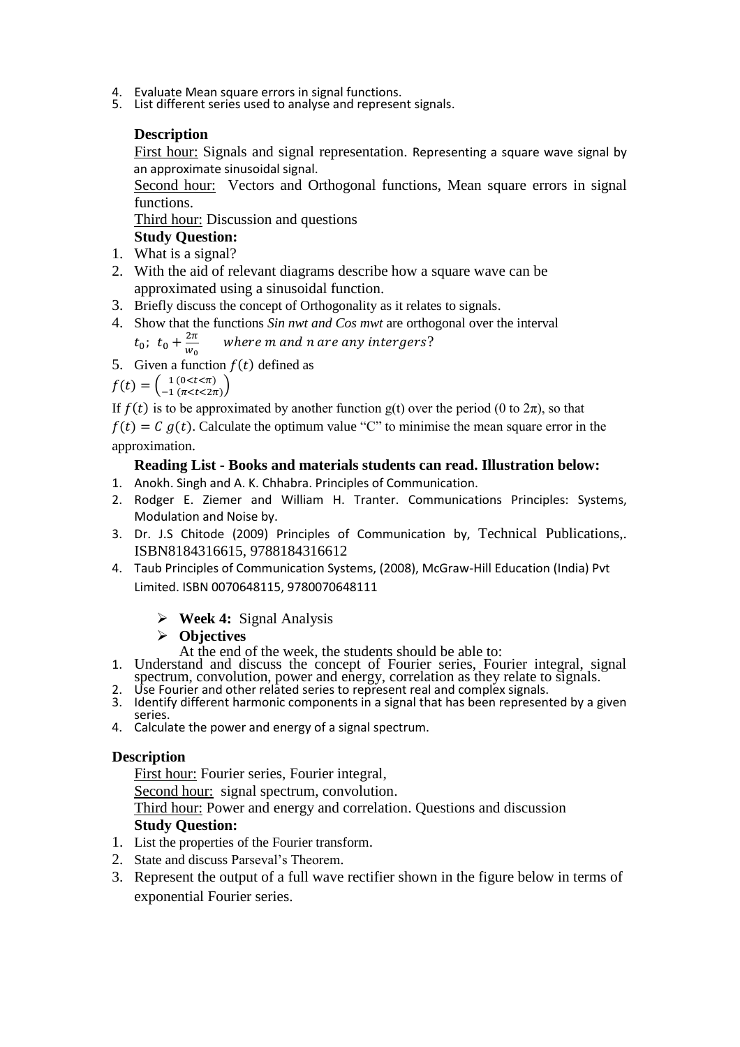4. Evaluate Mean square errors in signal functions.
5. List different series used to analyse and represent signals.

**Description**

First hour: Signals and signal representation. Representing a square wave signal by an approximate sinusoidal signal.

Second hour: Vectors and Orthogonal functions, Mean square errors in signal functions.

Third hour: Discussion and questions

**Study Question:**

1. What is a signal?
2. With the aid of relevant diagrams describe how a square wave can be approximated using a sinusoidal function.
3. Briefly discuss the concept of Orthogonality as it relates to signals.
4. Show that the functions *Sin nwt and Cos mwt* are orthogonal over the interval $t_0;\ t_0 + \frac{2\pi}{w_0}$ $\quad$ *where m and n are any intergers*?
5. Given a function $f(t)$ defined as

$f(t) = \begin{pmatrix} 1\,(0<t<\pi) \\ -1\,(\pi<t<2\pi) \end{pmatrix}$

If $f(t)$ is to be approximated by another function g(t) over the period (0 to $2\pi$), so that $f(t) = C\ g(t)$. Calculate the optimum value "C" to minimise the mean square error in the approximation.

**Reading List - Books and materials students can read. Illustration below:**

1. Anokh. Singh and A. K. Chhabra. Principles of Communication.
2. Rodger E. Ziemer and William H. Tranter. Communications Principles: Systems, Modulation and Noise by.
3. Dr. J.S Chitode (2009) Principles of Communication by, Technical Publications,. ISBN8184316615, 9788184316612
4. Taub Principles of Communication Systems, (2008), McGraw-Hill Education (India) Pvt Limited. ISBN 0070648115, 9780070648111

- **Week 4:** Signal Analysis
- **Objectives**

At the end of the week, the students should be able to:

1. Understand and discuss the concept of Fourier series, Fourier integral, signal spectrum, convolution, power and energy, correlation as they relate to signals.
2. Use Fourier and other related series to represent real and complex signals.
3. Identify different harmonic components in a signal that has been represented by a given series.
4. Calculate the power and energy of a signal spectrum.

**Description**

First hour: Fourier series, Fourier integral,

Second hour: signal spectrum, convolution.

Third hour: Power and energy and correlation. Questions and discussion

**Study Question:**

1. List the properties of the Fourier transform.
2. State and discuss Parseval's Theorem.
3. Represent the output of a full wave rectifier shown in the figure below in terms of exponential Fourier series.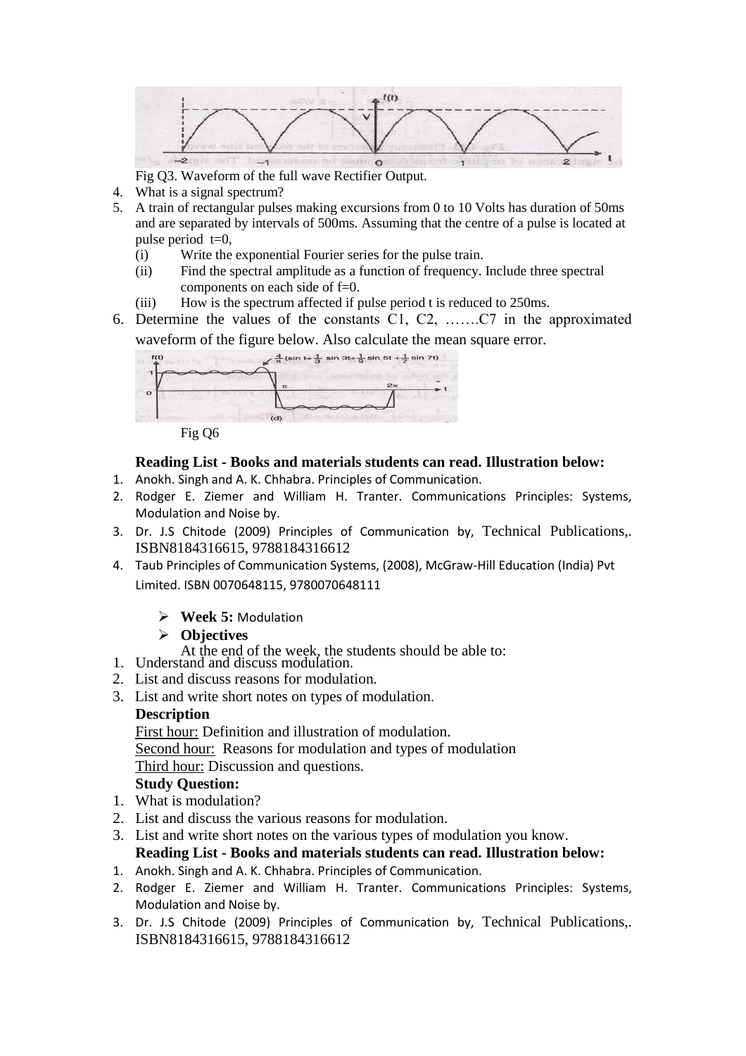Fig Q3. Waveform of the full wave Rectifier Output.

4. What is a signal spectrum?
5. A train of rectangular pulses making excursions from 0 to 10 Volts has duration of 50ms and are separated by intervals of 500ms. Assuming that the centre of a pulse is located at pulse period t=0,
   (i) Write the exponential Fourier series for the pulse train.
   (ii) Find the spectral amplitude as a function of frequency. Include three spectral components on each side of f=0.
   (iii) How is the spectrum affected if pulse period t is reduced to 250ms.
6. Determine the values of the constants C1, C2, …….C7 in the approximated waveform of the figure below. Also calculate the mean square error.

Fig Q6

**Reading List - Books and materials students can read. Illustration below:**

1. Anokh. Singh and A. K. Chhabra. Principles of Communication.
2. Rodger E. Ziemer and William H. Tranter. Communications Principles: Systems, Modulation and Noise by.
3. Dr. J.S Chitode (2009) Principles of Communication by, Technical Publications,. ISBN8184316615, 9788184316612
4. Taub Principles of Communication Systems, (2008), McGraw-Hill Education (India) Pvt Limited. ISBN 0070648115, 9780070648111

- **Week 5:** Modulation
- **Objectives**

At the end of the week, the students should be able to:

1. Understand and discuss modulation.
2. List and discuss reasons for modulation.
3. List and write short notes on types of modulation.

**Description**

First hour: Definition and illustration of modulation.

Second hour: Reasons for modulation and types of modulation

Third hour: Discussion and questions.

**Study Question:**

1. What is modulation?
2. List and discuss the various reasons for modulation.
3. List and write short notes on the various types of modulation you know.

**Reading List - Books and materials students can read. Illustration below:**

1. Anokh. Singh and A. K. Chhabra. Principles of Communication.
2. Rodger E. Ziemer and William H. Tranter. Communications Principles: Systems, Modulation and Noise by.
3. Dr. J.S Chitode (2009) Principles of Communication by, Technical Publications,. ISBN8184316615, 9788184316612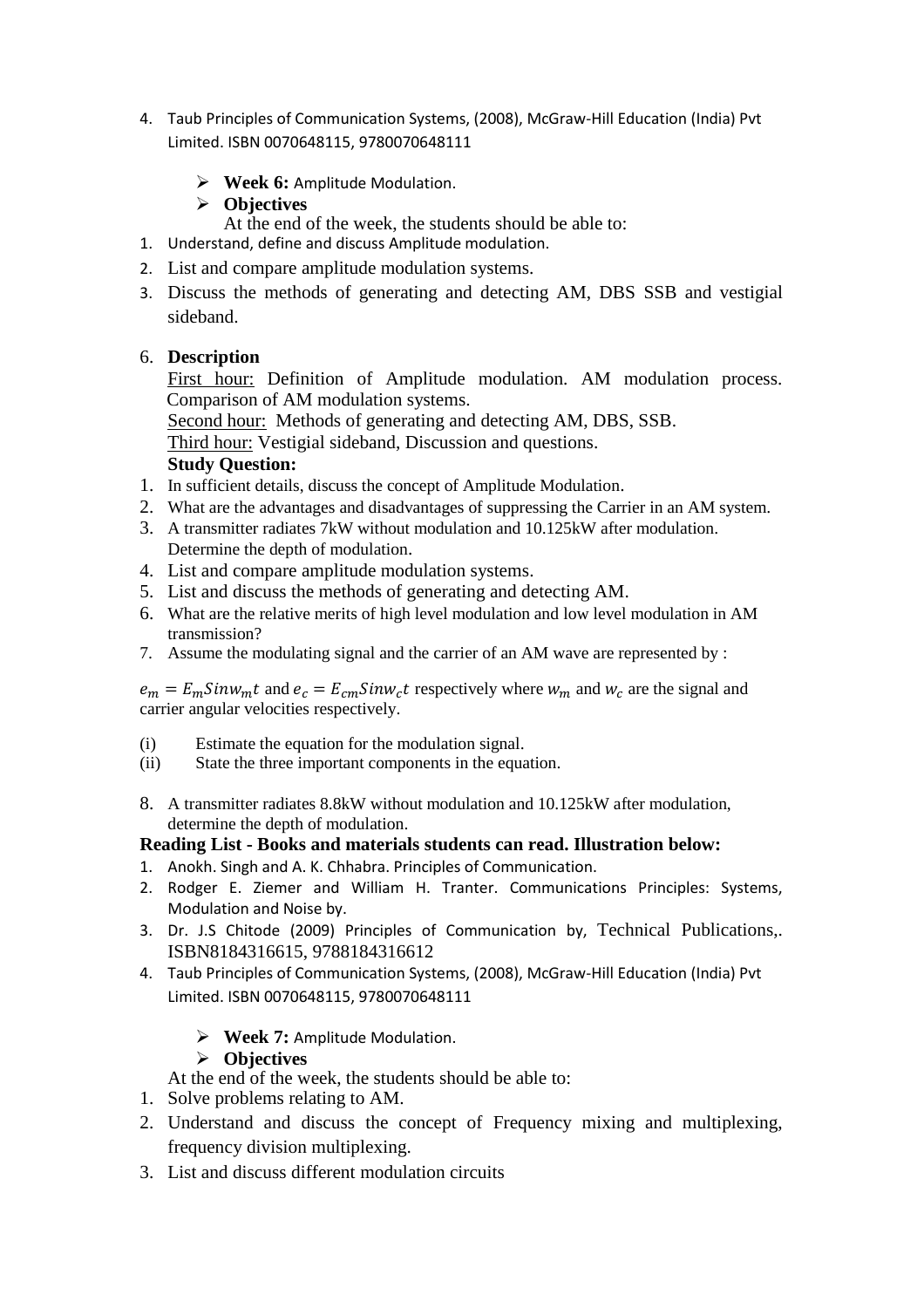4. Taub Principles of Communication Systems, (2008), McGraw-Hill Education (India) Pvt Limited. ISBN 0070648115, 9780070648111

- **Week 6:** Amplitude Modulation.
- **Objectives**

At the end of the week, the students should be able to:

1. Understand, define and discuss Amplitude modulation.
2. List and compare amplitude modulation systems.
3. Discuss the methods of generating and detecting AM, DBS SSB and vestigial sideband.

6. **Description**

<u>First hour:</u> Definition of Amplitude modulation. AM modulation process. Comparison of AM modulation systems.

<u>Second hour:</u> Methods of generating and detecting AM, DBS, SSB.

<u>Third hour:</u> Vestigial sideband, Discussion and questions.

**Study Question:**

1. In sufficient details, discuss the concept of Amplitude Modulation.
2. What are the advantages and disadvantages of suppressing the Carrier in an AM system.
3. A transmitter radiates 7kW without modulation and 10.125kW after modulation. Determine the depth of modulation.
4. List and compare amplitude modulation systems.
5. List and discuss the methods of generating and detecting AM.
6. What are the relative merits of high level modulation and low level modulation in AM transmission?
7. Assume the modulating signal and the carrier of an AM wave are represented by :

$e_m = E_m Sinw_m t$ and $e_c = E_{cm} Sinw_c t$ respectively where $w_m$ and $w_c$ are the signal and carrier angular velocities respectively.

(i) Estimate the equation for the modulation signal.
(ii) State the three important components in the equation.

8. A transmitter radiates 8.8kW without modulation and 10.125kW after modulation, determine the depth of modulation.

**Reading List - Books and materials students can read. Illustration below:**

1. Anokh. Singh and A. K. Chhabra. Principles of Communication.
2. Rodger E. Ziemer and William H. Tranter. Communications Principles: Systems, Modulation and Noise by.
3. Dr. J.S Chitode (2009) Principles of Communication by, Technical Publications,. ISBN8184316615, 9788184316612
4. Taub Principles of Communication Systems, (2008), McGraw-Hill Education (India) Pvt Limited. ISBN 0070648115, 9780070648111

- **Week 7:** Amplitude Modulation.
- **Objectives**

At the end of the week, the students should be able to:

1. Solve problems relating to AM.
2. Understand and discuss the concept of Frequency mixing and multiplexing, frequency division multiplexing.
3. List and discuss different modulation circuits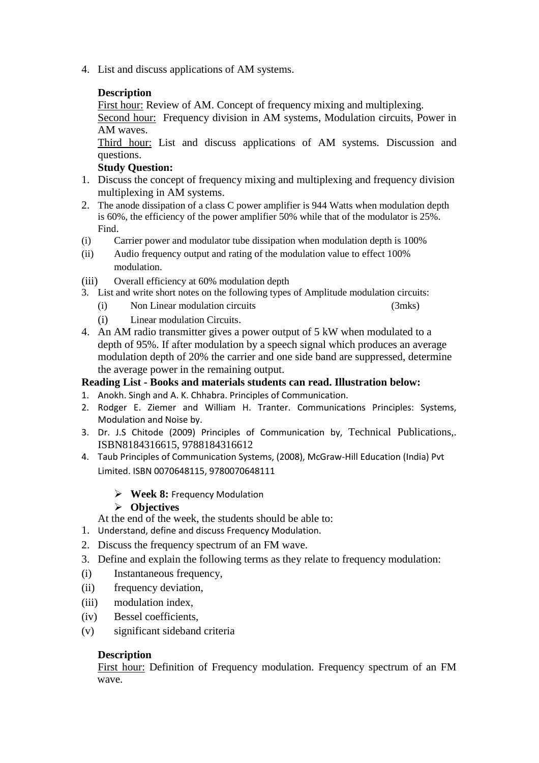4. List and discuss applications of AM systems.

**Description**

First hour: Review of AM. Concept of frequency mixing and multiplexing.

Second hour: Frequency division in AM systems, Modulation circuits, Power in AM waves.

Third hour: List and discuss applications of AM systems. Discussion and questions.

**Study Question:**

1. Discuss the concept of frequency mixing and multiplexing and frequency division multiplexing in AM systems.
2. The anode dissipation of a class C power amplifier is 944 Watts when modulation depth is 60%, the efficiency of the power amplifier 50% while that of the modulator is 25%. Find.

(i) Carrier power and modulator tube dissipation when modulation depth is 100%

(ii) Audio frequency output and rating of the modulation value to effect 100% modulation.

(iii) Overall efficiency at 60% modulation depth

3. List and write short notes on the following types of Amplitude modulation circuits:
   (i) Non Linear modulation circuits (3mks)
   (i) Linear modulation Circuits.
4. An AM radio transmitter gives a power output of 5 kW when modulated to a depth of 95%. If after modulation by a speech signal which produces an average modulation depth of 20% the carrier and one side band are suppressed, determine the average power in the remaining output.

**Reading List - Books and materials students can read. Illustration below:**

1. Anokh. Singh and A. K. Chhabra. Principles of Communication.
2. Rodger E. Ziemer and William H. Tranter. Communications Principles: Systems, Modulation and Noise by.
3. Dr. J.S Chitode (2009) Principles of Communication by, Technical Publications,. ISBN8184316615, 9788184316612
4. Taub Principles of Communication Systems, (2008), McGraw-Hill Education (India) Pvt Limited. ISBN 0070648115, 9780070648111

- **Week 8:** Frequency Modulation
- **Objectives**

At the end of the week, the students should be able to:

1. Understand, define and discuss Frequency Modulation.
2. Discuss the frequency spectrum of an FM wave.
3. Define and explain the following terms as they relate to frequency modulation:

(i) Instantaneous frequency,

(ii) frequency deviation,

(iii) modulation index,

(iv) Bessel coefficients,

(v) significant sideband criteria

**Description**

First hour: Definition of Frequency modulation. Frequency spectrum of an FM wave.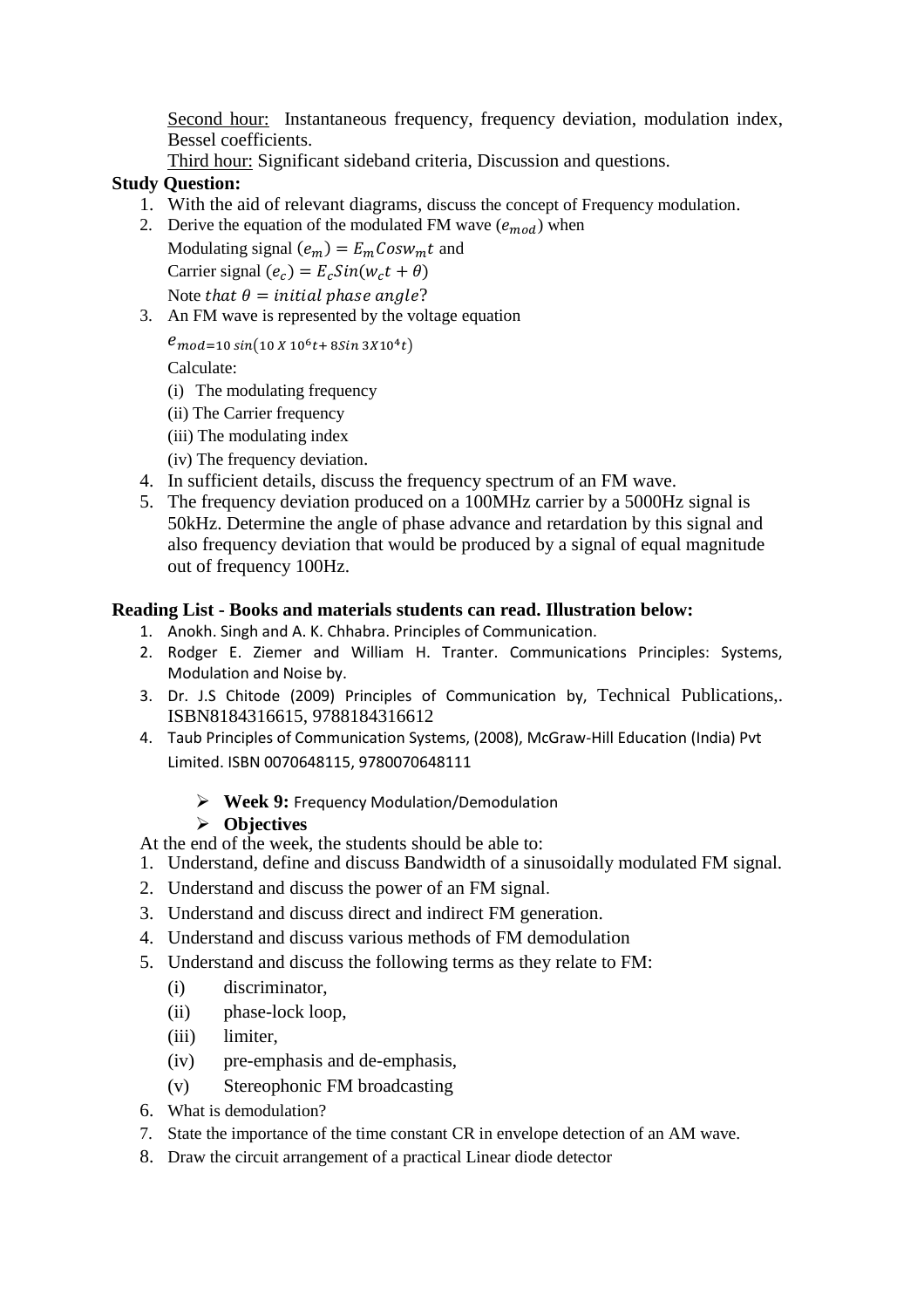Second hour: Instantaneous frequency, frequency deviation, modulation index, Bessel coefficients.

Third hour: Significant sideband criteria, Discussion and questions.

**Study Question:**

1. With the aid of relevant diagrams, discuss the concept of Frequency modulation.
2. Derive the equation of the modulated FM wave ($e_{mod}$) when
   Modulating signal ($e_m$) $= E_m Cos w_m t$ and
   Carrier signal ($e_c$) $= E_c Sin(w_c t + \theta)$
   Note $that\ \theta = initial\ phase\ angle$?
3. An FM wave is represented by the voltage equation
   $e_{mod=10\ sin(10\ X\ 10^6 t + 8Sin\ 3X10^4 t)}$
   Calculate:
   (i) The modulating frequency
   (ii) The Carrier frequency
   (iii) The modulating index
   (iv) The frequency deviation.
4. In sufficient details, discuss the frequency spectrum of an FM wave.
5. The frequency deviation produced on a 100MHz carrier by a 5000Hz signal is 50kHz. Determine the angle of phase advance and retardation by this signal and also frequency deviation that would be produced by a signal of equal magnitude out of frequency 100Hz.

**Reading List - Books and materials students can read. Illustration below:**

1. Anokh. Singh and A. K. Chhabra. Principles of Communication.
2. Rodger E. Ziemer and William H. Tranter. Communications Principles: Systems, Modulation and Noise by.
3. Dr. J.S Chitode (2009) Principles of Communication by, Technical Publications,. ISBN8184316615, 9788184316612
4. Taub Principles of Communication Systems, (2008), McGraw-Hill Education (India) Pvt Limited. ISBN 0070648115, 9780070648111

- **Week 9:** Frequency Modulation/Demodulation
- **Objectives**

At the end of the week, the students should be able to:

1. Understand, define and discuss Bandwidth of a sinusoidally modulated FM signal.
2. Understand and discuss the power of an FM signal.
3. Understand and discuss direct and indirect FM generation.
4. Understand and discuss various methods of FM demodulation
5. Understand and discuss the following terms as they relate to FM:
   (i) discriminator,
   (ii) phase-lock loop,
   (iii) limiter,
   (iv) pre-emphasis and de-emphasis,
   (v) Stereophonic FM broadcasting
6. What is demodulation?
7. State the importance of the time constant CR in envelope detection of an AM wave.
8. Draw the circuit arrangement of a practical Linear diode detector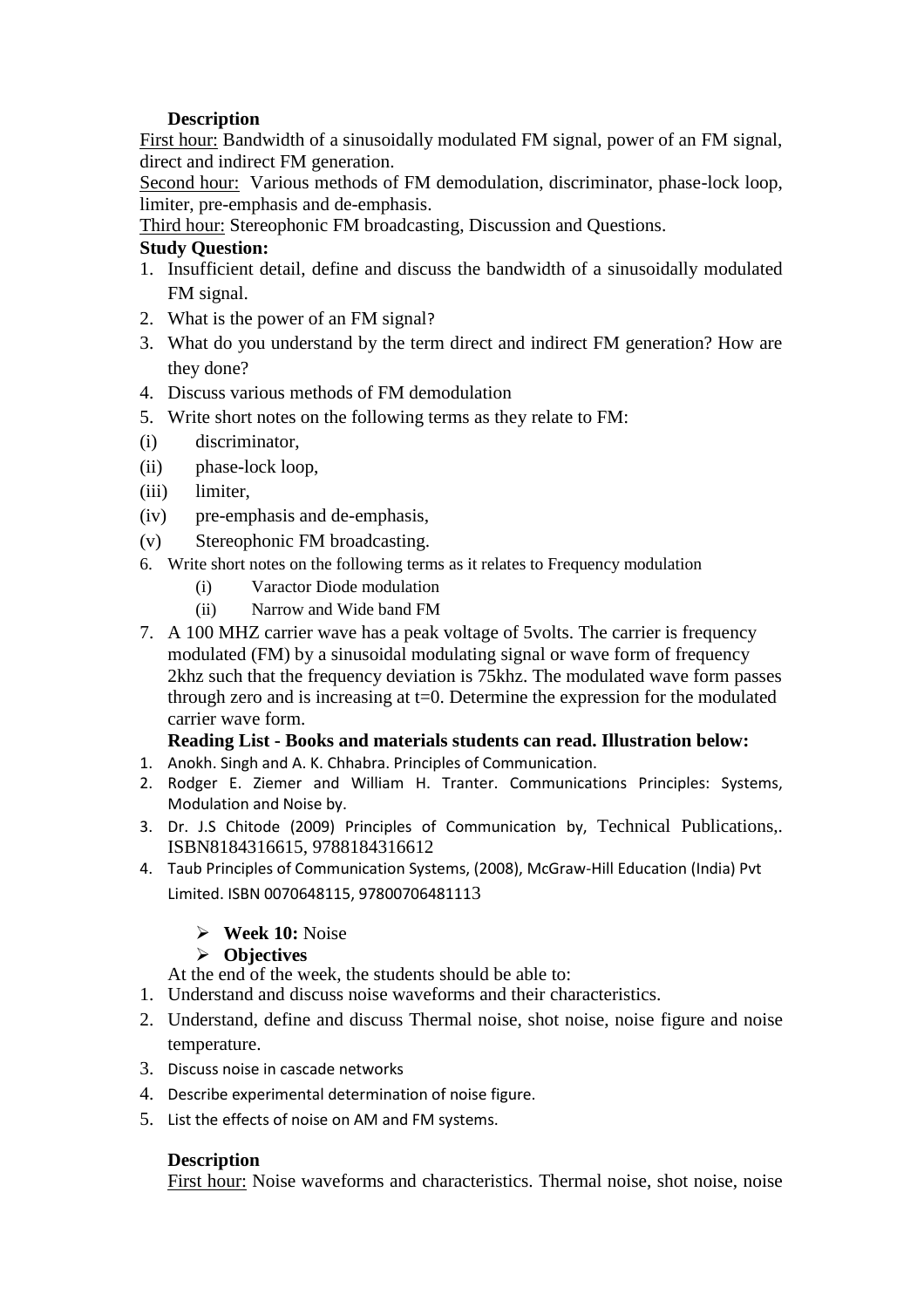**Description**

First hour: Bandwidth of a sinusoidally modulated FM signal, power of an FM signal, direct and indirect FM generation.

Second hour: Various methods of FM demodulation, discriminator, phase-lock loop, limiter, pre-emphasis and de-emphasis.

Third hour: Stereophonic FM broadcasting, Discussion and Questions.

**Study Question:**

1. Insufficient detail, define and discuss the bandwidth of a sinusoidally modulated FM signal.
2. What is the power of an FM signal?
3. What do you understand by the term direct and indirect FM generation? How are they done?
4. Discuss various methods of FM demodulation
5. Write short notes on the following terms as they relate to FM:

(i) discriminator,

(ii) phase-lock loop,

(iii) limiter,

(iv) pre-emphasis and de-emphasis,

(v) Stereophonic FM broadcasting.

6. Write short notes on the following terms as it relates to Frequency modulation
   (i) Varactor Diode modulation
   (ii) Narrow and Wide band FM
7. A 100 MHZ carrier wave has a peak voltage of 5volts. The carrier is frequency modulated (FM) by a sinusoidal modulating signal or wave form of frequency 2khz such that the frequency deviation is 75khz. The modulated wave form passes through zero and is increasing at t=0. Determine the expression for the modulated carrier wave form.

**Reading List - Books and materials students can read. Illustration below:**

1. Anokh. Singh and A. K. Chhabra. Principles of Communication.
2. Rodger E. Ziemer and William H. Tranter. Communications Principles: Systems, Modulation and Noise by.
3. Dr. J.S Chitode (2009) Principles of Communication by, Technical Publications,. ISBN8184316615, 9788184316612
4. Taub Principles of Communication Systems, (2008), McGraw-Hill Education (India) Pvt Limited. ISBN 0070648115, 97800706481113

- **Week 10:** Noise
- **Objectives**

At the end of the week, the students should be able to:

1. Understand and discuss noise waveforms and their characteristics.
2. Understand, define and discuss Thermal noise, shot noise, noise figure and noise temperature.
3. Discuss noise in cascade networks
4. Describe experimental determination of noise figure.
5. List the effects of noise on AM and FM systems.

**Description**

First hour: Noise waveforms and characteristics. Thermal noise, shot noise, noise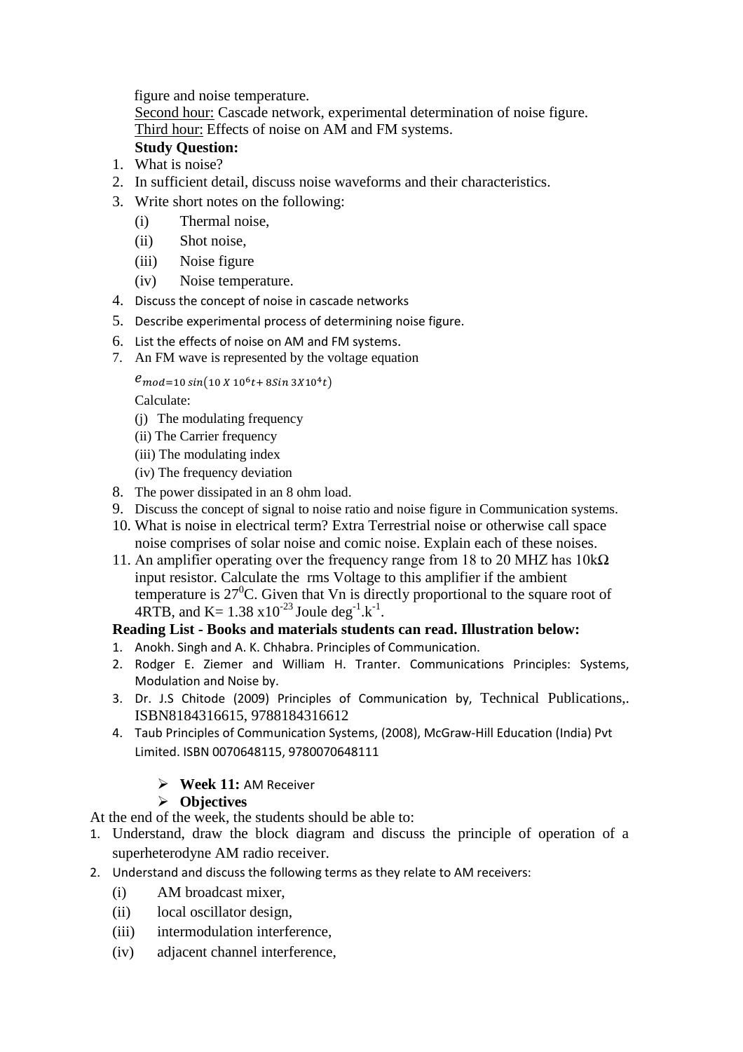figure and noise temperature.

Second hour: Cascade network, experimental determination of noise figure.

Third hour: Effects of noise on AM and FM systems.

**Study Question:**

1. What is noise?
2. In sufficient detail, discuss noise waveforms and their characteristics.
3. Write short notes on the following:
   - (i) Thermal noise,
   - (ii) Shot noise,
   - (iii) Noise figure
   - (iv) Noise temperature.
4. Discuss the concept of noise in cascade networks
5. Describe experimental process of determining noise figure.
6. List the effects of noise on AM and FM systems.
7. An FM wave is represented by the voltage equation

   $e_{mod} = 10\,sin(10\,X\,10^6 t + 8Sin\,3X10^4 t)$

   Calculate:

   (j) The modulating frequency

   (ii) The Carrier frequency

   (iii) The modulating index

   (iv) The frequency deviation
8. The power dissipated in an 8 ohm load.
9. Discuss the concept of signal to noise ratio and noise figure in Communication systems.
10. What is noise in electrical term? Extra Terrestrial noise or otherwise call space noise comprises of solar noise and comic noise. Explain each of these noises.
11. An amplifier operating over the frequency range from 18 to 20 MHZ has 10kΩ input resistor. Calculate the rms Voltage to this amplifier if the ambient temperature is $27^0$C. Given that Vn is directly proportional to the square root of 4RTB, and K= $1.38\ x10^{-23}$ Joule $deg^{-1}.k^{-1}$.

**Reading List - Books and materials students can read. Illustration below:**

1. Anokh. Singh and A. K. Chhabra. Principles of Communication.
2. Rodger E. Ziemer and William H. Tranter. Communications Principles: Systems, Modulation and Noise by.
3. Dr. J.S Chitode (2009) Principles of Communication by, Technical Publications,. ISBN8184316615, 9788184316612
4. Taub Principles of Communication Systems, (2008), McGraw-Hill Education (India) Pvt Limited. ISBN 0070648115, 9780070648111

- **Week 11:** AM Receiver
- **Objectives**

At the end of the week, the students should be able to:

1. Understand, draw the block diagram and discuss the principle of operation of a superheterodyne AM radio receiver.
2. Understand and discuss the following terms as they relate to AM receivers:
   - (i) AM broadcast mixer,
   - (ii) local oscillator design,
   - (iii) intermodulation interference,
   - (iv) adjacent channel interference,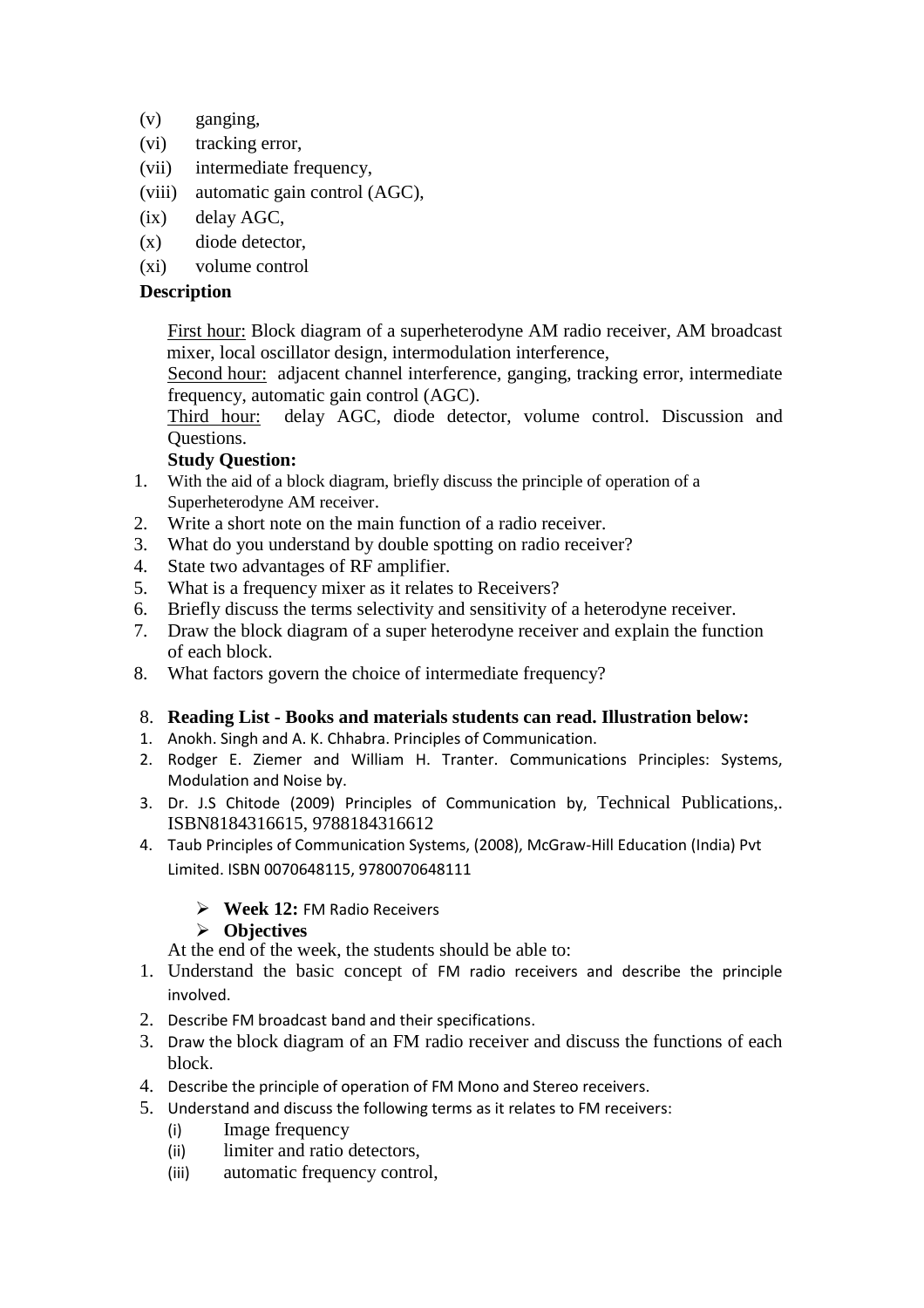(v) ganging,
(vi) tracking error,
(vii) intermediate frequency,
(viii) automatic gain control (AGC),
(ix) delay AGC,
(x) diode detector,
(xi) volume control

**Description**

First hour: Block diagram of a superheterodyne AM radio receiver, AM broadcast mixer, local oscillator design, intermodulation interference,

Second hour: adjacent channel interference, ganging, tracking error, intermediate frequency, automatic gain control (AGC).

Third hour: delay AGC, diode detector, volume control. Discussion and Questions.

**Study Question:**

1. With the aid of a block diagram, briefly discuss the principle of operation of a Superheterodyne AM receiver.
2. Write a short note on the main function of a radio receiver.
3. What do you understand by double spotting on radio receiver?
4. State two advantages of RF amplifier.
5. What is a frequency mixer as it relates to Receivers?
6. Briefly discuss the terms selectivity and sensitivity of a heterodyne receiver.
7. Draw the block diagram of a super heterodyne receiver and explain the function of each block.
8. What factors govern the choice of intermediate frequency?

8. **Reading List - Books and materials students can read. Illustration below:**

1. Anokh. Singh and A. K. Chhabra. Principles of Communication.
2. Rodger E. Ziemer and William H. Tranter. Communications Principles: Systems, Modulation and Noise by.
3. Dr. J.S Chitode (2009) Principles of Communication by, Technical Publications,. ISBN8184316615, 9788184316612
4. Taub Principles of Communication Systems, (2008), McGraw-Hill Education (India) Pvt Limited. ISBN 0070648115, 9780070648111

- **Week 12:** FM Radio Receivers
- **Objectives**

At the end of the week, the students should be able to:

1. Understand the basic concept of FM radio receivers and describe the principle involved.
2. Describe FM broadcast band and their specifications.
3. Draw the block diagram of an FM radio receiver and discuss the functions of each block.
4. Describe the principle of operation of FM Mono and Stereo receivers.
5. Understand and discuss the following terms as it relates to FM receivers:
   (i) Image frequency
   (ii) limiter and ratio detectors,
   (iii) automatic frequency control,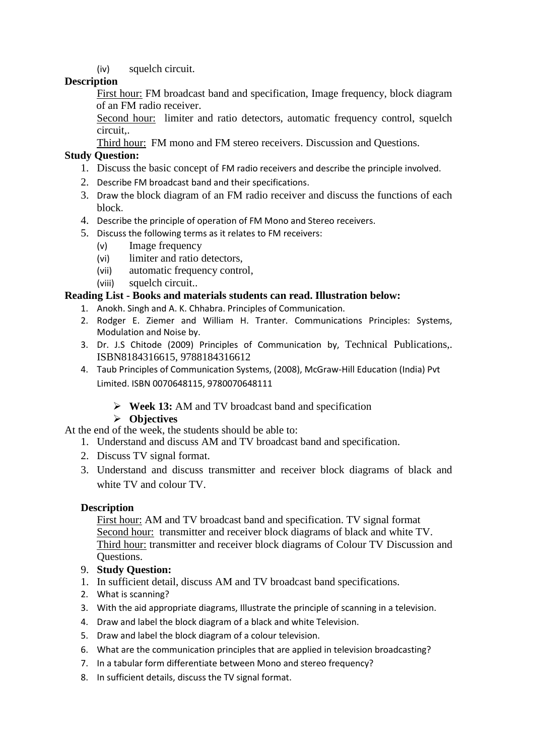(iv) squelch circuit.

**Description**

First hour: FM broadcast band and specification, Image frequency, block diagram of an FM radio receiver.

Second hour: limiter and ratio detectors, automatic frequency control, squelch circuit,.

Third hour: FM mono and FM stereo receivers. Discussion and Questions.

**Study Question:**

1. Discuss the basic concept of FM radio receivers and describe the principle involved.
2. Describe FM broadcast band and their specifications.
3. Draw the block diagram of an FM radio receiver and discuss the functions of each block.
4. Describe the principle of operation of FM Mono and Stereo receivers.
5. Discuss the following terms as it relates to FM receivers:
   (v) Image frequency
   (vi) limiter and ratio detectors,
   (vii) automatic frequency control,
   (viii) squelch circuit..

**Reading List - Books and materials students can read. Illustration below:**

1. Anokh. Singh and A. K. Chhabra. Principles of Communication.
2. Rodger E. Ziemer and William H. Tranter. Communications Principles: Systems, Modulation and Noise by.
3. Dr. J.S Chitode (2009) Principles of Communication by, Technical Publications,. ISBN8184316615, 9788184316612
4. Taub Principles of Communication Systems, (2008), McGraw-Hill Education (India) Pvt Limited. ISBN 0070648115, 9780070648111

- **Week 13:** AM and TV broadcast band and specification
- **Objectives**

At the end of the week, the students should be able to:

1. Understand and discuss AM and TV broadcast band and specification.
2. Discuss TV signal format.
3. Understand and discuss transmitter and receiver block diagrams of black and white TV and colour TV.

**Description**

First hour: AM and TV broadcast band and specification. TV signal format

Second hour: transmitter and receiver block diagrams of black and white TV.

Third hour: transmitter and receiver block diagrams of Colour TV Discussion and Questions.

9. **Study Question:**

1. In sufficient detail, discuss AM and TV broadcast band specifications.
2. What is scanning?
3. With the aid appropriate diagrams, Illustrate the principle of scanning in a television.
4. Draw and label the block diagram of a black and white Television.
5. Draw and label the block diagram of a colour television.
6. What are the communication principles that are applied in television broadcasting?
7. In a tabular form differentiate between Mono and stereo frequency?
8. In sufficient details, discuss the TV signal format.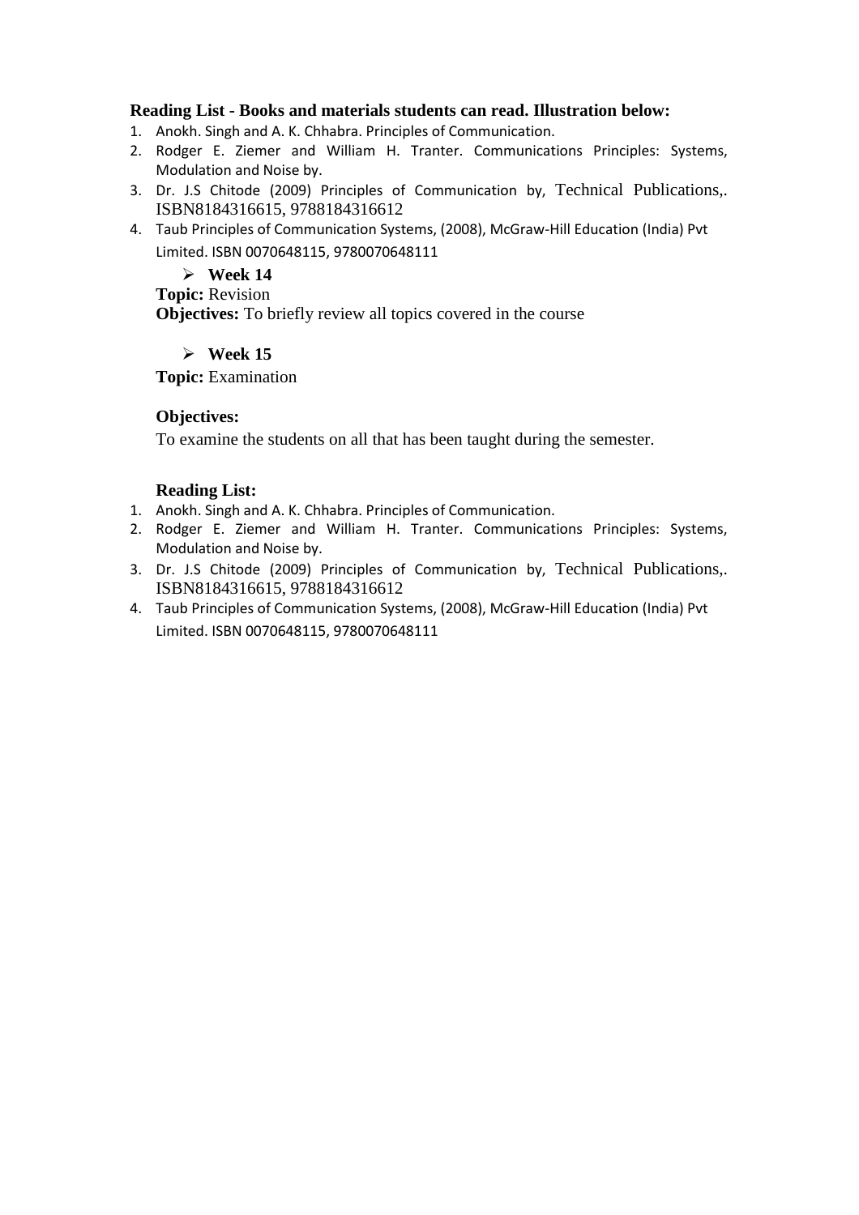**Reading List - Books and materials students can read. Illustration below:**

1. Anokh. Singh and A. K. Chhabra. Principles of Communication.
2. Rodger E. Ziemer and William H. Tranter. Communications Principles: Systems, Modulation and Noise by.
3. Dr. J.S Chitode (2009) Principles of Communication by, Technical Publications,. ISBN8184316615, 9788184316612
4. Taub Principles of Communication Systems, (2008), McGraw-Hill Education (India) Pvt Limited. ISBN 0070648115, 9780070648111

- **Week 14**

**Topic:** Revision

**Objectives:** To briefly review all topics covered in the course

- **Week 15**

**Topic:** Examination

**Objectives:**

To examine the students on all that has been taught during the semester.

**Reading List:**

1. Anokh. Singh and A. K. Chhabra. Principles of Communication.
2. Rodger E. Ziemer and William H. Tranter. Communications Principles: Systems, Modulation and Noise by.
3. Dr. J.S Chitode (2009) Principles of Communication by, Technical Publications,. ISBN8184316615, 9788184316612
4. Taub Principles of Communication Systems, (2008), McGraw-Hill Education (India) Pvt Limited. ISBN 0070648115, 9780070648111